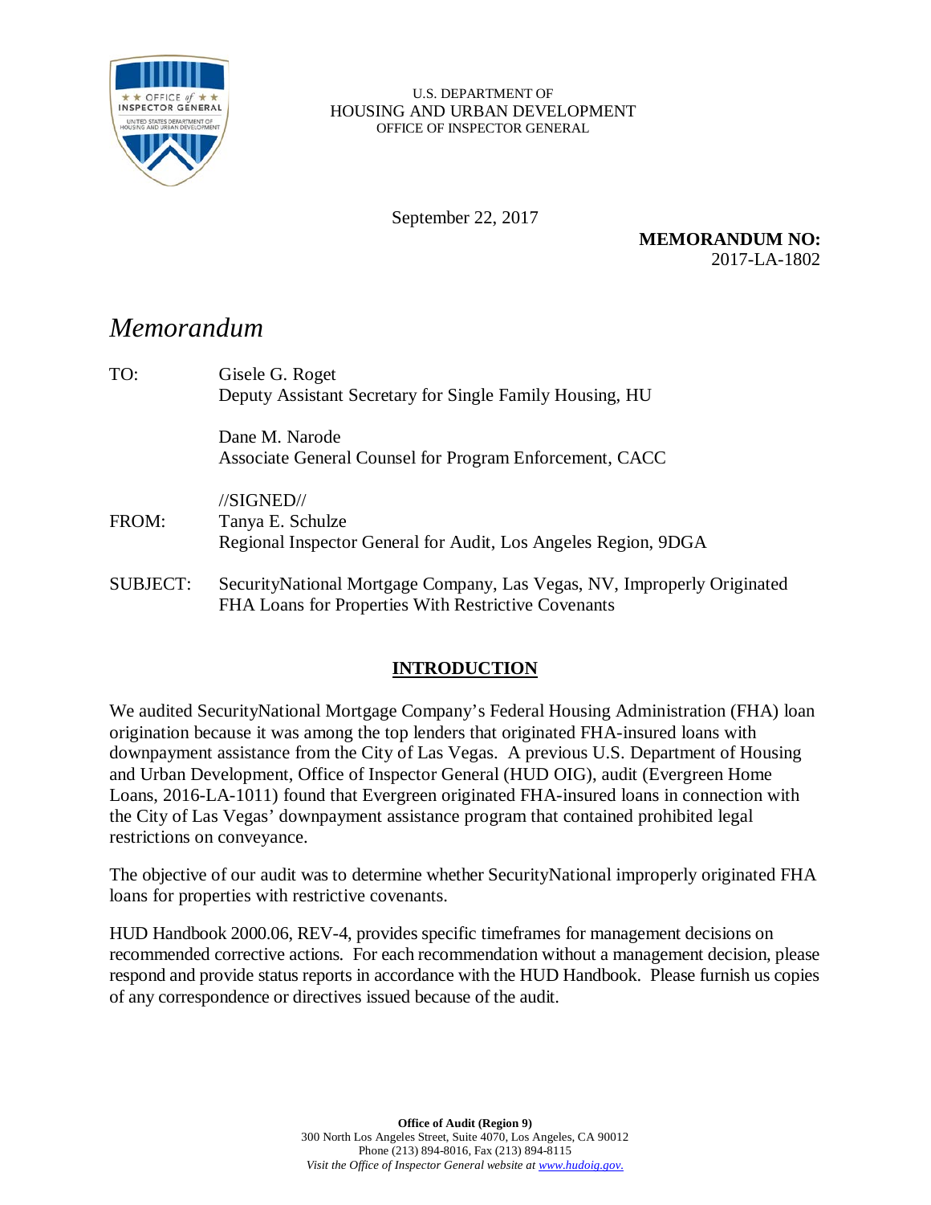U.S. DEPARTMENT OF
HOUSING AND URBAN DEVELOPMENT
OFFICE OF INSPECTOR GENERAL

September 22, 2017

**MEMORANDUM NO:**
2017-LA-1802

# *Memorandum*

TO: Gisele G. Roget
Deputy Assistant Secretary for Single Family Housing, HU

Dane M. Narode
Associate General Counsel for Program Enforcement, CACC

//SIGNED//
FROM: Tanya E. Schulze
Regional Inspector General for Audit, Los Angeles Region, 9DGA

SUBJECT: SecurityNational Mortgage Company, Las Vegas, NV, Improperly Originated FHA Loans for Properties With Restrictive Covenants

## INTRODUCTION

We audited SecurityNational Mortgage Company's Federal Housing Administration (FHA) loan origination because it was among the top lenders that originated FHA-insured loans with downpayment assistance from the City of Las Vegas. A previous U.S. Department of Housing and Urban Development, Office of Inspector General (HUD OIG), audit (Evergreen Home Loans, 2016-LA-1011) found that Evergreen originated FHA-insured loans in connection with the City of Las Vegas' downpayment assistance program that contained prohibited legal restrictions on conveyance.

The objective of our audit was to determine whether SecurityNational improperly originated FHA loans for properties with restrictive covenants.

HUD Handbook 2000.06, REV-4, provides specific timeframes for management decisions on recommended corrective actions. For each recommendation without a management decision, please respond and provide status reports in accordance with the HUD Handbook. Please furnish us copies of any correspondence or directives issued because of the audit.

**Office of Audit (Region 9)**
300 North Los Angeles Street, Suite 4070, Los Angeles, CA 90012
Phone (213) 894-8016, Fax (213) 894-8115
*Visit the Office of Inspector General website at www.hudoig.gov.*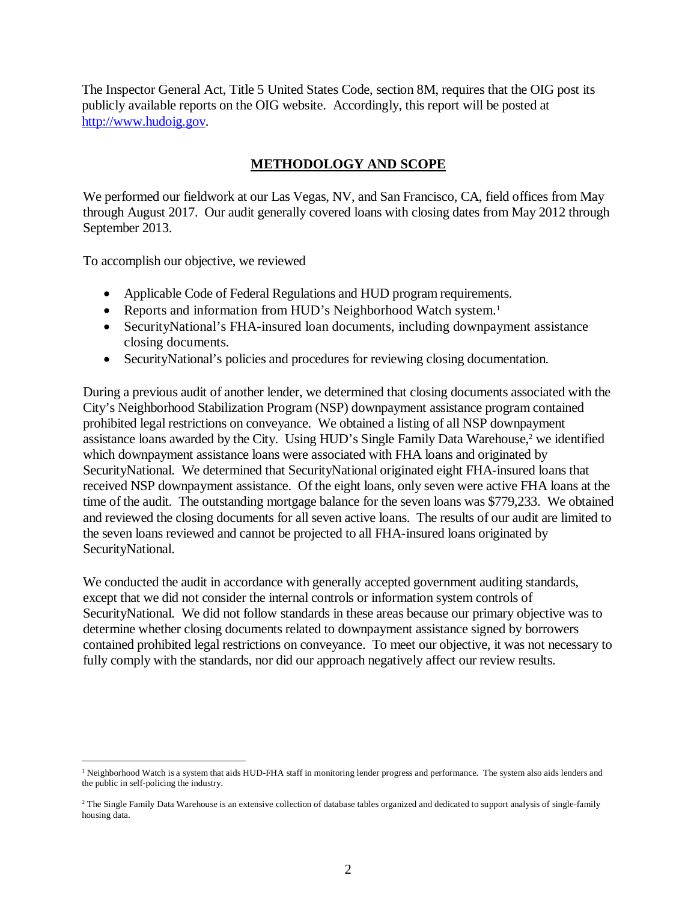The Inspector General Act, Title 5 United States Code, section 8M, requires that the OIG post its publicly available reports on the OIG website. Accordingly, this report will be posted at http://www.hudoig.gov.

## METHODOLOGY AND SCOPE

We performed our fieldwork at our Las Vegas, NV, and San Francisco, CA, field offices from May through August 2017. Our audit generally covered loans with closing dates from May 2012 through September 2013.

To accomplish our objective, we reviewed

- Applicable Code of Federal Regulations and HUD program requirements.
- Reports and information from HUD's Neighborhood Watch system.[1]
- SecurityNational's FHA-insured loan documents, including downpayment assistance closing documents.
- SecurityNational's policies and procedures for reviewing closing documentation.

During a previous audit of another lender, we determined that closing documents associated with the City's Neighborhood Stabilization Program (NSP) downpayment assistance program contained prohibited legal restrictions on conveyance. We obtained a listing of all NSP downpayment assistance loans awarded by the City. Using HUD's Single Family Data Warehouse,[2] we identified which downpayment assistance loans were associated with FHA loans and originated by SecurityNational. We determined that SecurityNational originated eight FHA-insured loans that received NSP downpayment assistance. Of the eight loans, only seven were active FHA loans at the time of the audit. The outstanding mortgage balance for the seven loans was $779,233. We obtained and reviewed the closing documents for all seven active loans. The results of our audit are limited to the seven loans reviewed and cannot be projected to all FHA-insured loans originated by SecurityNational.

We conducted the audit in accordance with generally accepted government auditing standards, except that we did not consider the internal controls or information system controls of SecurityNational. We did not follow standards in these areas because our primary objective was to determine whether closing documents related to downpayment assistance signed by borrowers contained prohibited legal restrictions on conveyance. To meet our objective, it was not necessary to fully comply with the standards, nor did our approach negatively affect our review results.

---

[1] Neighborhood Watch is a system that aids HUD-FHA staff in monitoring lender progress and performance. The system also aids lenders and the public in self-policing the industry.

[2] The Single Family Data Warehouse is an extensive collection of database tables organized and dedicated to support analysis of single-family housing data.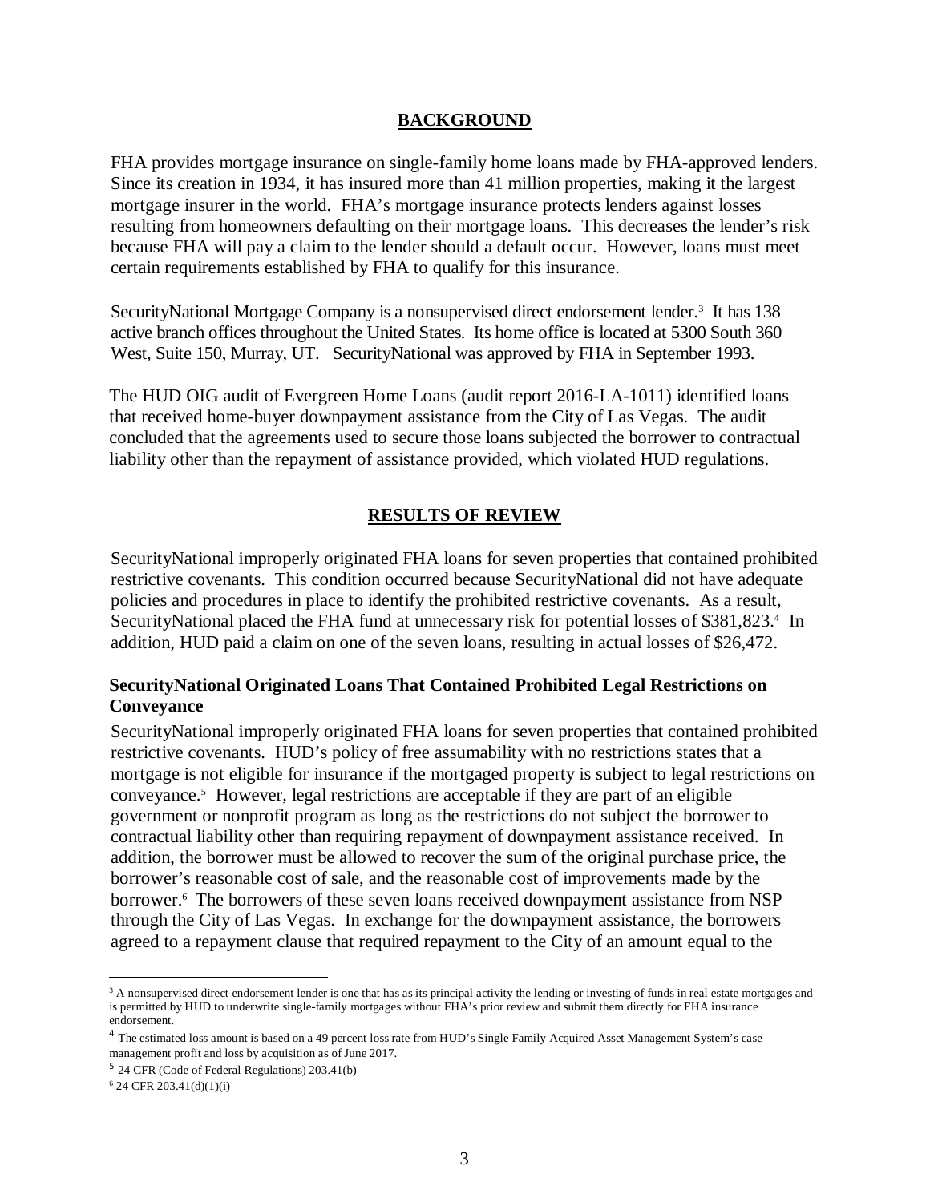## BACKGROUND

FHA provides mortgage insurance on single-family home loans made by FHA-approved lenders. Since its creation in 1934, it has insured more than 41 million properties, making it the largest mortgage insurer in the world. FHA's mortgage insurance protects lenders against losses resulting from homeowners defaulting on their mortgage loans. This decreases the lender's risk because FHA will pay a claim to the lender should a default occur. However, loans must meet certain requirements established by FHA to qualify for this insurance.

SecurityNational Mortgage Company is a nonsupervised direct endorsement lender.[3] It has 138 active branch offices throughout the United States. Its home office is located at 5300 South 360 West, Suite 150, Murray, UT. SecurityNational was approved by FHA in September 1993.

The HUD OIG audit of Evergreen Home Loans (audit report 2016-LA-1011) identified loans that received home-buyer downpayment assistance from the City of Las Vegas. The audit concluded that the agreements used to secure those loans subjected the borrower to contractual liability other than the repayment of assistance provided, which violated HUD regulations.

## RESULTS OF REVIEW

SecurityNational improperly originated FHA loans for seven properties that contained prohibited restrictive covenants. This condition occurred because SecurityNational did not have adequate policies and procedures in place to identify the prohibited restrictive covenants. As a result, SecurityNational placed the FHA fund at unnecessary risk for potential losses of $381,823.[4] In addition, HUD paid a claim on one of the seven loans, resulting in actual losses of $26,472.

### SecurityNational Originated Loans That Contained Prohibited Legal Restrictions on Conveyance

SecurityNational improperly originated FHA loans for seven properties that contained prohibited restrictive covenants. HUD's policy of free assumability with no restrictions states that a mortgage is not eligible for insurance if the mortgaged property is subject to legal restrictions on conveyance.[5] However, legal restrictions are acceptable if they are part of an eligible government or nonprofit program as long as the restrictions do not subject the borrower to contractual liability other than requiring repayment of downpayment assistance received. In addition, the borrower must be allowed to recover the sum of the original purchase price, the borrower's reasonable cost of sale, and the reasonable cost of improvements made by the borrower.[6] The borrowers of these seven loans received downpayment assistance from NSP through the City of Las Vegas. In exchange for the downpayment assistance, the borrowers agreed to a repayment clause that required repayment to the City of an amount equal to the

---

[3] A nonsupervised direct endorsement lender is one that has as its principal activity the lending or investing of funds in real estate mortgages and is permitted by HUD to underwrite single-family mortgages without FHA's prior review and submit them directly for FHA insurance endorsement.

[4] The estimated loss amount is based on a 49 percent loss rate from HUD's Single Family Acquired Asset Management System's case management profit and loss by acquisition as of June 2017.

[5] 24 CFR (Code of Federal Regulations) 203.41(b)

[6] 24 CFR 203.41(d)(1)(i)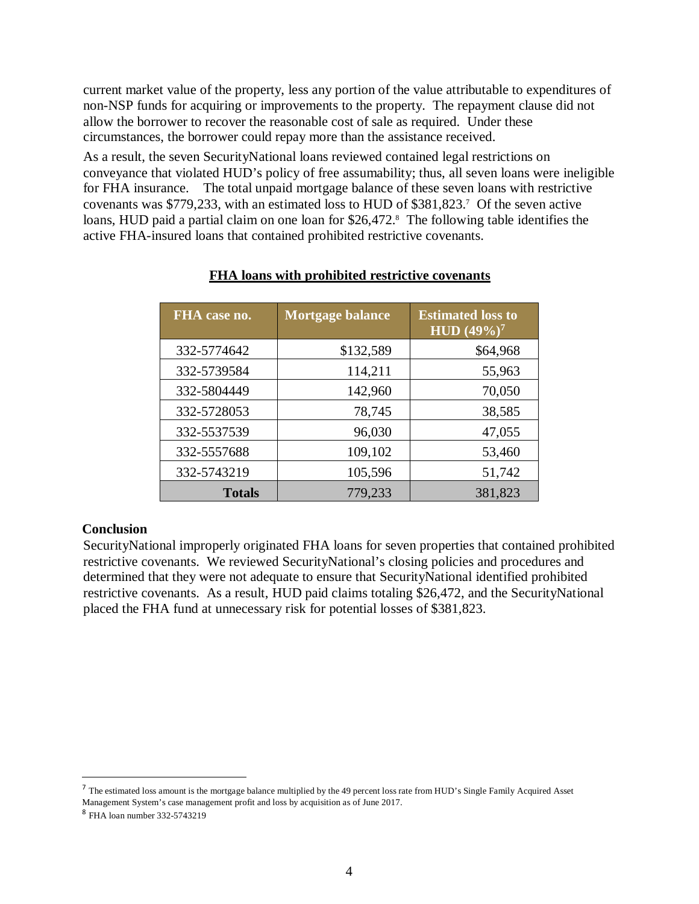current market value of the property, less any portion of the value attributable to expenditures of non-NSP funds for acquiring or improvements to the property. The repayment clause did not allow the borrower to recover the reasonable cost of sale as required. Under these circumstances, the borrower could repay more than the assistance received.

As a result, the seven SecurityNational loans reviewed contained legal restrictions on conveyance that violated HUD's policy of free assumability; thus, all seven loans were ineligible for FHA insurance. The total unpaid mortgage balance of these seven loans with restrictive covenants was $779,233, with an estimated loss to HUD of $381,823.[7] Of the seven active loans, HUD paid a partial claim on one loan for $26,472.[8] The following table identifies the active FHA-insured loans that contained prohibited restrictive covenants.

**FHA loans with prohibited restrictive covenants**

| FHA case no. | Mortgage balance | Estimated loss to HUD (49%)[7] |
|---|---:|---:|
| 332-5774642 | $132,589 | $64,968 |
| 332-5739584 | 114,211 | 55,963 |
| 332-5804449 | 142,960 | 70,050 |
| 332-5728053 | 78,745 | 38,585 |
| 332-5537539 | 96,030 | 47,055 |
| 332-5557688 | 109,102 | 53,460 |
| 332-5743219 | 105,596 | 51,742 |
| **Totals** | 779,233 | 381,823 |

### Conclusion

SecurityNational improperly originated FHA loans for seven properties that contained prohibited restrictive covenants. We reviewed SecurityNational's closing policies and procedures and determined that they were not adequate to ensure that SecurityNational identified prohibited restrictive covenants. As a result, HUD paid claims totaling $26,472, and the SecurityNational placed the FHA fund at unnecessary risk for potential losses of $381,823.

---

[7] The estimated loss amount is the mortgage balance multiplied by the 49 percent loss rate from HUD's Single Family Acquired Asset Management System's case management profit and loss by acquisition as of June 2017.

[8] FHA loan number 332-5743219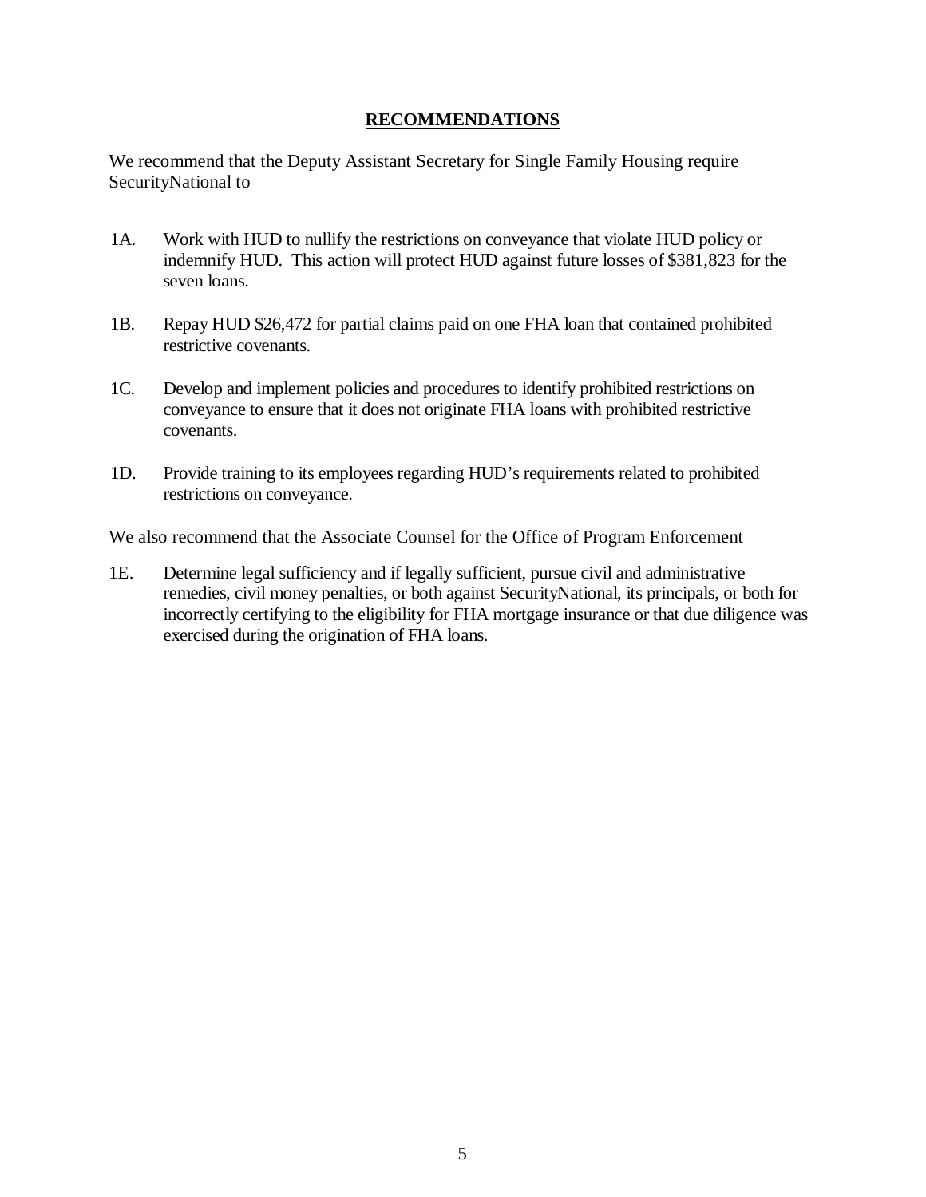## RECOMMENDATIONS

We recommend that the Deputy Assistant Secretary for Single Family Housing require SecurityNational to

1A. Work with HUD to nullify the restrictions on conveyance that violate HUD policy or indemnify HUD. This action will protect HUD against future losses of $381,823 for the seven loans.

1B. Repay HUD $26,472 for partial claims paid on one FHA loan that contained prohibited restrictive covenants.

1C. Develop and implement policies and procedures to identify prohibited restrictions on conveyance to ensure that it does not originate FHA loans with prohibited restrictive covenants.

1D. Provide training to its employees regarding HUD's requirements related to prohibited restrictions on conveyance.

We also recommend that the Associate Counsel for the Office of Program Enforcement

1E. Determine legal sufficiency and if legally sufficient, pursue civil and administrative remedies, civil money penalties, or both against SecurityNational, its principals, or both for incorrectly certifying to the eligibility for FHA mortgage insurance or that due diligence was exercised during the origination of FHA loans.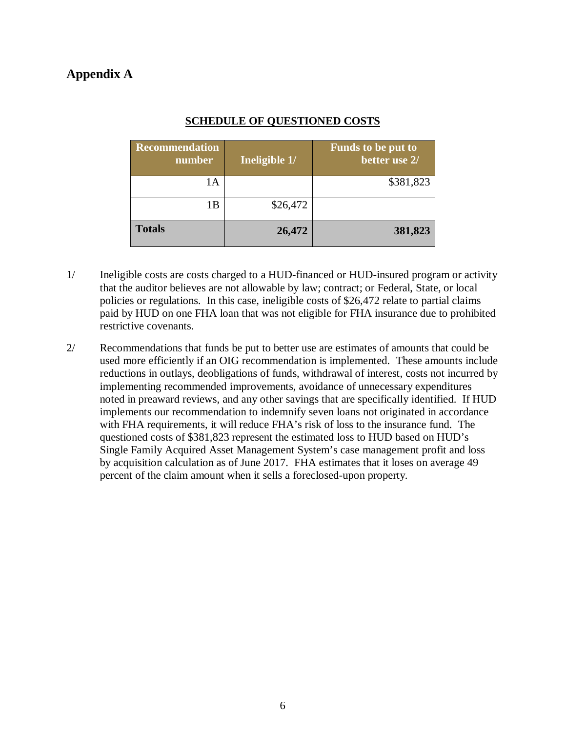# Appendix A

## SCHEDULE OF QUESTIONED COSTS

| Recommendation number | Ineligible 1/ | Funds to be put to better use 2/ |
|---|---|---|
| 1A | | $381,823 |
| 1B | $26,472 | |
| **Totals** | **26,472** | **381,823** |

1/ Ineligible costs are costs charged to a HUD-financed or HUD-insured program or activity that the auditor believes are not allowable by law; contract; or Federal, State, or local policies or regulations. In this case, ineligible costs of $26,472 relate to partial claims paid by HUD on one FHA loan that was not eligible for FHA insurance due to prohibited restrictive covenants.

2/ Recommendations that funds be put to better use are estimates of amounts that could be used more efficiently if an OIG recommendation is implemented. These amounts include reductions in outlays, deobligations of funds, withdrawal of interest, costs not incurred by implementing recommended improvements, avoidance of unnecessary expenditures noted in preaward reviews, and any other savings that are specifically identified. If HUD implements our recommendation to indemnify seven loans not originated in accordance with FHA requirements, it will reduce FHA's risk of loss to the insurance fund. The questioned costs of $381,823 represent the estimated loss to HUD based on HUD's Single Family Acquired Asset Management System's case management profit and loss by acquisition calculation as of June 2017. FHA estimates that it loses on average 49 percent of the claim amount when it sells a foreclosed-upon property.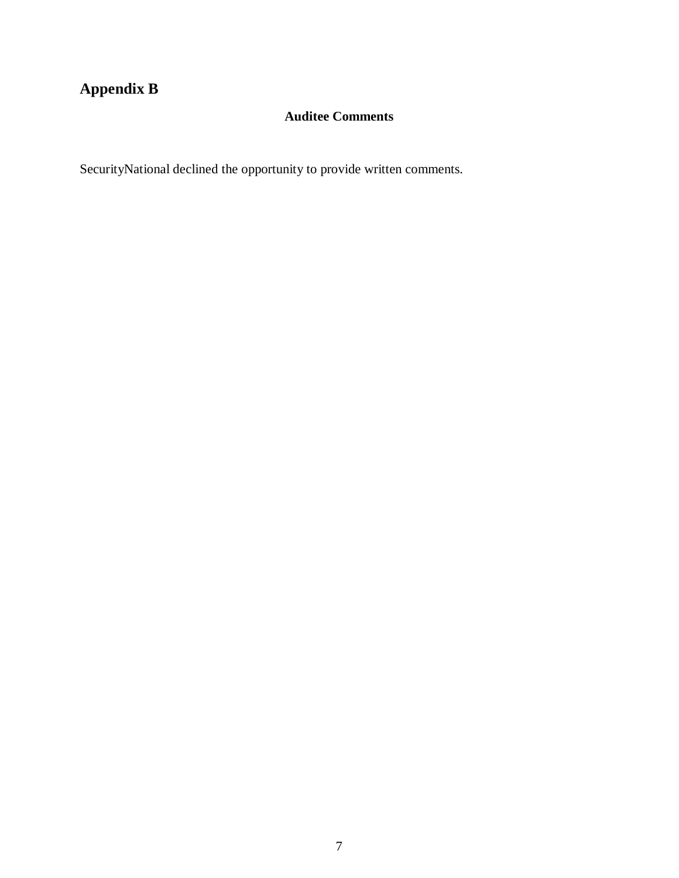# Appendix B

### Auditee Comments

SecurityNational declined the opportunity to provide written comments.